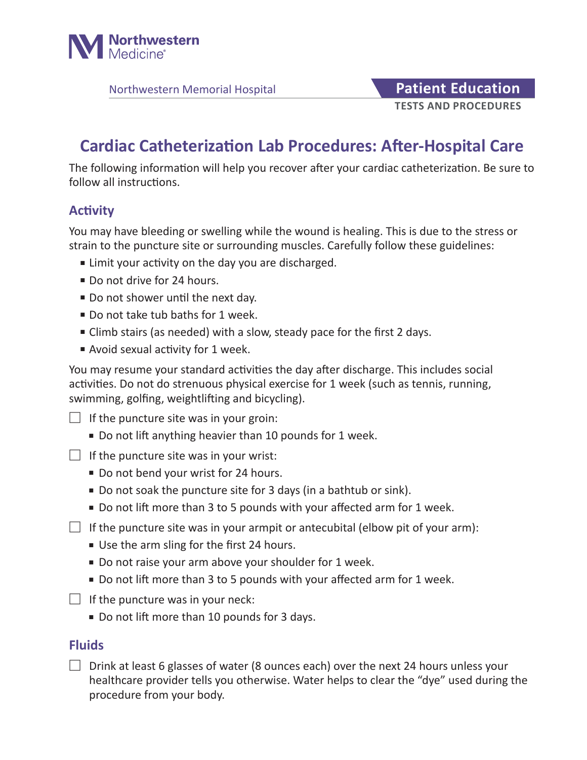Northwestern Medicine

Northwestern Memorial Hospital

**Patient Education**

**TESTS AND PROCEDURES**

# Cardiac Catheterization Lab Procedures: After-Hospital Care

The following information will help you recover after your cardiac catheterization. Be sure to follow all instructions.

## Activity

You may have bleeding or swelling while the wound is healing. This is due to the stress or strain to the puncture site or surrounding muscles. Carefully follow these guidelines:

- Limit your activity on the day you are discharged.
- Do not drive for 24 hours.
- Do not shower until the next day.
- Do not take tub baths for 1 week.
- Climb stairs (as needed) with a slow, steady pace for the first 2 days.
- Avoid sexual activity for 1 week.

You may resume your standard activities the day after discharge. This includes social activities. Do not do strenuous physical exercise for 1 week (such as tennis, running, swimming, golfing, weightlifting and bicycling).

- [ ] If the puncture site was in your groin:
  - Do not lift anything heavier than 10 pounds for 1 week.
- [ ] If the puncture site was in your wrist:
  - Do not bend your wrist for 24 hours.
  - Do not soak the puncture site for 3 days (in a bathtub or sink).
  - Do not lift more than 3 to 5 pounds with your affected arm for 1 week.
- [ ] If the puncture site was in your armpit or antecubital (elbow pit of your arm):
  - Use the arm sling for the first 24 hours.
  - Do not raise your arm above your shoulder for 1 week.
  - Do not lift more than 3 to 5 pounds with your affected arm for 1 week.
- [ ] If the puncture was in your neck:
  - Do not lift more than 10 pounds for 3 days.

## Fluids

- [ ] Drink at least 6 glasses of water (8 ounces each) over the next 24 hours unless your healthcare provider tells you otherwise. Water helps to clear the "dye" used during the procedure from your body.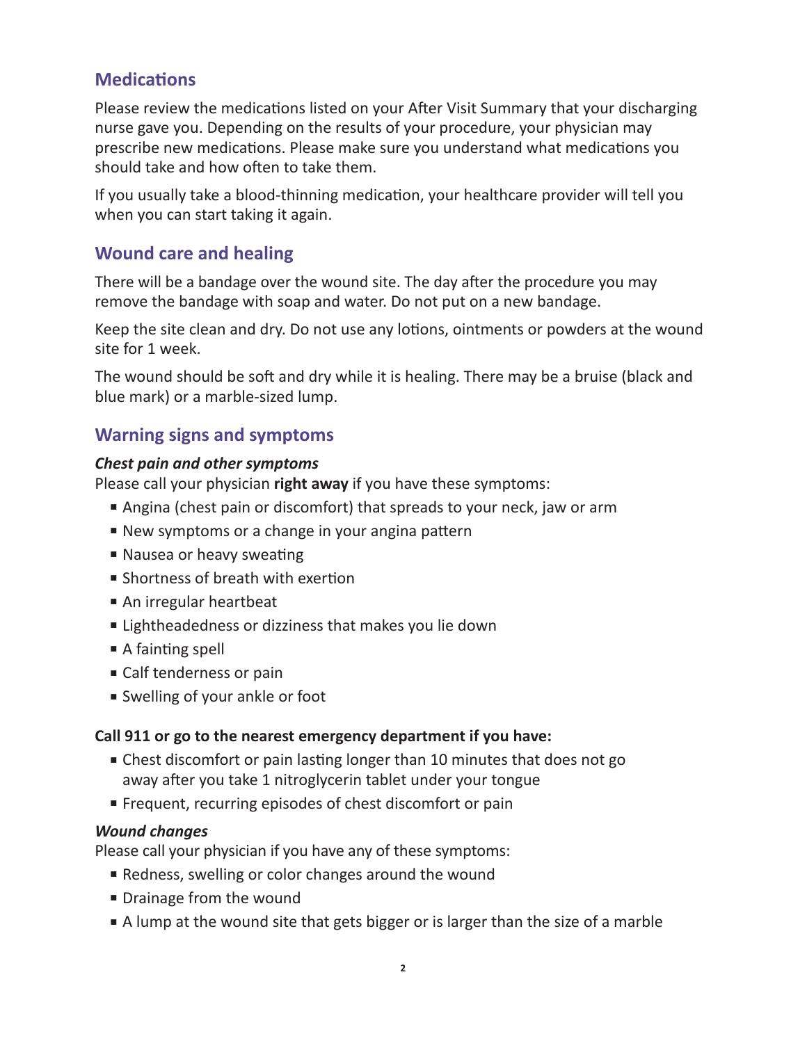## Medications

Please review the medications listed on your After Visit Summary that your discharging nurse gave you. Depending on the results of your procedure, your physician may prescribe new medications. Please make sure you understand what medications you should take and how often to take them.

If you usually take a blood-thinning medication, your healthcare provider will tell you when you can start taking it again.

## Wound care and healing

There will be a bandage over the wound site. The day after the procedure you may remove the bandage with soap and water. Do not put on a new bandage.

Keep the site clean and dry. Do not use any lotions, ointments or powders at the wound site for 1 week.

The wound should be soft and dry while it is healing. There may be a bruise (black and blue mark) or a marble-sized lump.

## Warning signs and symptoms

***Chest pain and other symptoms***

Please call your physician **right away** if you have these symptoms:

- Angina (chest pain or discomfort) that spreads to your neck, jaw or arm
- New symptoms or a change in your angina pattern
- Nausea or heavy sweating
- Shortness of breath with exertion
- An irregular heartbeat
- Lightheadedness or dizziness that makes you lie down
- A fainting spell
- Calf tenderness or pain
- Swelling of your ankle or foot

**Call 911 or go to the nearest emergency department if you have:**

- Chest discomfort or pain lasting longer than 10 minutes that does not go away after you take 1 nitroglycerin tablet under your tongue
- Frequent, recurring episodes of chest discomfort or pain

***Wound changes***

Please call your physician if you have any of these symptoms:

- Redness, swelling or color changes around the wound
- Drainage from the wound
- A lump at the wound site that gets bigger or is larger than the size of a marble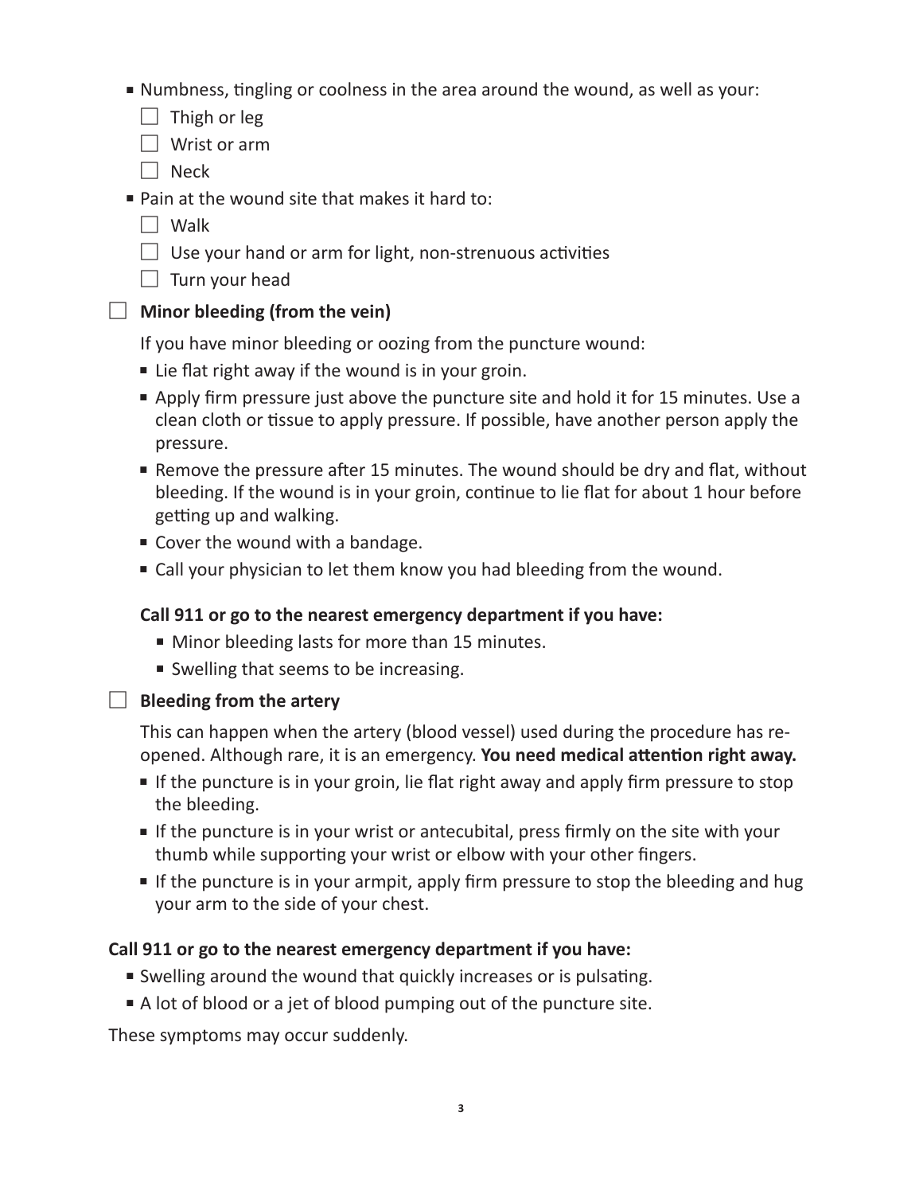- Numbness, tingling or coolness in the area around the wound, as well as your:
  - ☐ Thigh or leg
  - ☐ Wrist or arm
  - ☐ Neck
- Pain at the wound site that makes it hard to:
  - ☐ Walk
  - ☐ Use your hand or arm for light, non-strenuous activities
  - ☐ Turn your head

☐ **Minor bleeding (from the vein)**

If you have minor bleeding or oozing from the puncture wound:

- Lie flat right away if the wound is in your groin.
- Apply firm pressure just above the puncture site and hold it for 15 minutes. Use a clean cloth or tissue to apply pressure. If possible, have another person apply the pressure.
- Remove the pressure after 15 minutes. The wound should be dry and flat, without bleeding. If the wound is in your groin, continue to lie flat for about 1 hour before getting up and walking.
- Cover the wound with a bandage.
- Call your physician to let them know you had bleeding from the wound.

**Call 911 or go to the nearest emergency department if you have:**

- Minor bleeding lasts for more than 15 minutes.
- Swelling that seems to be increasing.

☐ **Bleeding from the artery**

This can happen when the artery (blood vessel) used during the procedure has re-opened. Although rare, it is an emergency. **You need medical attention right away.**

- If the puncture is in your groin, lie flat right away and apply firm pressure to stop the bleeding.
- If the puncture is in your wrist or antecubital, press firmly on the site with your thumb while supporting your wrist or elbow with your other fingers.
- If the puncture is in your armpit, apply firm pressure to stop the bleeding and hug your arm to the side of your chest.

**Call 911 or go to the nearest emergency department if you have:**

- Swelling around the wound that quickly increases or is pulsating.
- A lot of blood or a jet of blood pumping out of the puncture site.

These symptoms may occur suddenly.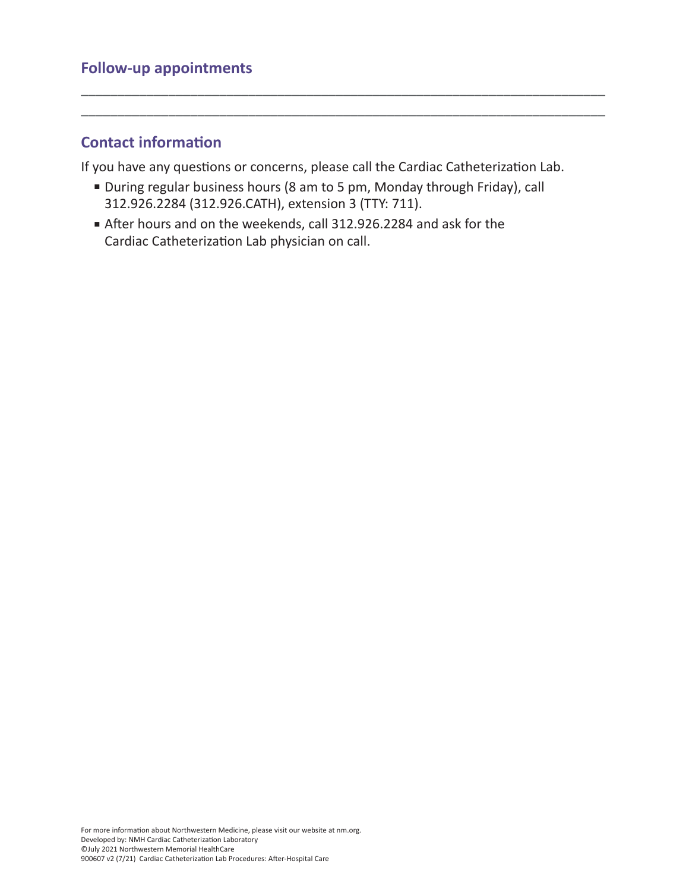## Follow-up appointments

\_\_\_\_\_\_\_\_\_\_\_\_\_\_\_\_\_\_\_\_\_\_\_\_\_\_\_\_\_\_\_\_\_\_\_\_\_\_\_\_\_\_\_\_\_\_\_\_\_\_\_\_\_\_\_\_\_\_\_\_\_\_\_\_\_\_\_\_\_\_\_\_

\_\_\_\_\_\_\_\_\_\_\_\_\_\_\_\_\_\_\_\_\_\_\_\_\_\_\_\_\_\_\_\_\_\_\_\_\_\_\_\_\_\_\_\_\_\_\_\_\_\_\_\_\_\_\_\_\_\_\_\_\_\_\_\_\_\_\_\_\_\_\_\_

## Contact information

If you have any questions or concerns, please call the Cardiac Catheterization Lab.

- During regular business hours (8 am to 5 pm, Monday through Friday), call 312.926.2284 (312.926.CATH), extension 3 (TTY: 711).
- After hours and on the weekends, call 312.926.2284 and ask for the Cardiac Catheterization Lab physician on call.

For more information about Northwestern Medicine, please visit our website at nm.org.
Developed by: NMH Cardiac Catheterization Laboratory
©July 2021 Northwestern Memorial HealthCare
900607 v2 (7/21) Cardiac Catheterization Lab Procedures: After-Hospital Care